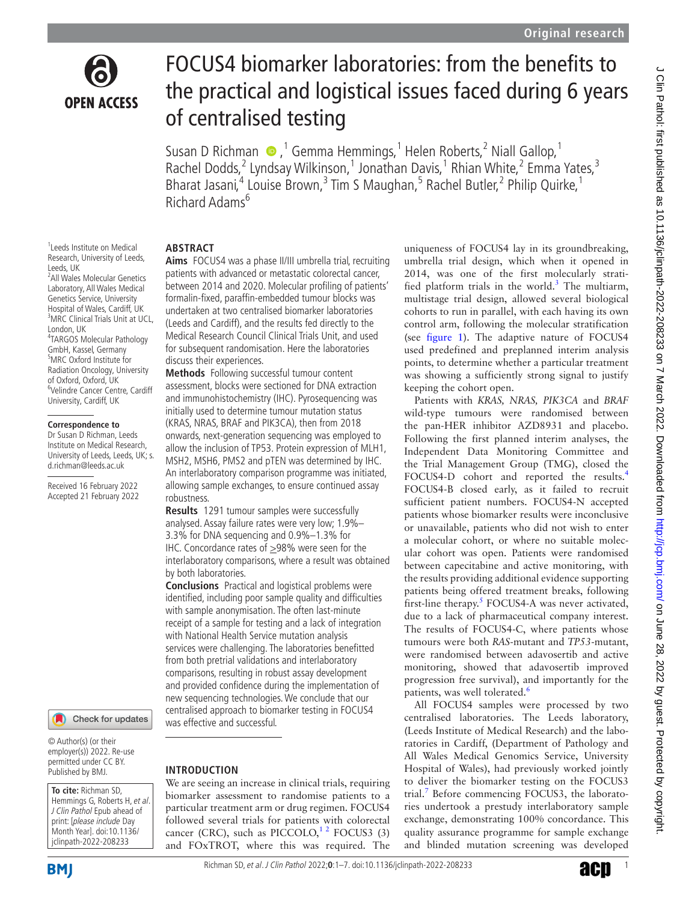Original research

# FOCUS4 biomarker laboratories: from the benefits to the practical and logistical issues faced during 6 years of centralised testing

Susan D Richman,[1] Gemma Hemmings,[1] Helen Roberts,[2] Niall Gallop,[1] Rachel Dodds,[2] Lyndsay Wilkinson,[1] Jonathan Davis,[1] Rhian White,[2] Emma Yates,[3] Bharat Jasani,[4] Louise Brown,[3] Tim S Maughan,[5] Rachel Butler,[2] Philip Quirke,[1] Richard Adams[6]

[1]Leeds Institute on Medical Research, University of Leeds, Leeds, UK
[2]All Wales Molecular Genetics Laboratory, All Wales Medical Genetics Service, University Hospital of Wales, Cardiff, UK
[3]MRC Clinical Trials Unit at UCL, London, UK
[4]TARGOS Molecular Pathology GmbH, Kassel, Germany
[5]MRC Oxford Institute for Radiation Oncology, University of Oxford, Oxford, UK
[6]Velindre Cancer Centre, Cardiff University, Cardiff, UK

**Correspondence to**
Dr Susan D Richman, Leeds Institute on Medical Research, University of Leeds, Leeds, UK; s.d.richman@leeds.ac.uk

Received 16 February 2022
Accepted 21 February 2022

© Author(s) (or their employer(s)) 2022. Re-use permitted under CC BY. Published by BMJ.

**To cite:** Richman SD, Hemmings G, Roberts H, *et al*. *J Clin Pathol* Epub ahead of print: [*please include* Day Month Year]. doi:10.1136/jclinpath-2022-208233

## ABSTRACT

**Aims** FOCUS4 was a phase II/III umbrella trial, recruiting patients with advanced or metastatic colorectal cancer, between 2014 and 2020. Molecular profiling of patients' formalin-fixed, paraffin-embedded tumour blocks was undertaken at two centralised biomarker laboratories (Leeds and Cardiff), and the results fed directly to the Medical Research Council Clinical Trials Unit, and used for subsequent randomisation. Here the laboratories discuss their experiences.

**Methods** Following successful tumour content assessment, blocks were sectioned for DNA extraction and immunohistochemistry (IHC). Pyrosequencing was initially used to determine tumour mutation status (KRAS, NRAS, BRAF and PIK3CA), then from 2018 onwards, next-generation sequencing was employed to allow the inclusion of TP53. Protein expression of MLH1, MSH2, MSH6, PMS2 and pTEN was determined by IHC. An interlaboratory comparison programme was initiated, allowing sample exchanges, to ensure continued assay robustness.

**Results** 1291 tumour samples were successfully analysed. Assay failure rates were very low; 1.9%–3.3% for DNA sequencing and 0.9%–1.3% for IHC. Concordance rates of ≥98% were seen for the interlaboratory comparisons, where a result was obtained by both laboratories.

**Conclusions** Practical and logistical problems were identified, including poor sample quality and difficulties with sample anonymisation. The often last-minute receipt of a sample for testing and a lack of integration with National Health Service mutation analysis services were challenging. The laboratories benefitted from both pretrial validations and interlaboratory comparisons, resulting in robust assay development and provided confidence during the implementation of new sequencing technologies. We conclude that our centralised approach to biomarker testing in FOCUS4 was effective and successful.

## INTRODUCTION

We are seeing an increase in clinical trials, requiring biomarker assessment to randomise patients to a particular treatment arm or drug regimen. FOCUS4 followed several trials for patients with colorectal cancer (CRC), such as PICCOLO,[1 2] FOCUS3 (3) and FOxTROT, where this was required. The uniqueness of FOCUS4 lay in its groundbreaking, umbrella trial design, which when it opened in 2014, was one of the first molecularly stratified platform trials in the world.[3] The multiarm, multistage trial design, allowed several biological cohorts to run in parallel, with each having its own control arm, following the molecular stratification (see figure 1). The adaptive nature of FOCUS4 used predefined and preplanned interim analysis points, to determine whether a particular treatment was showing a sufficiently strong signal to justify keeping the cohort open.

Patients with *KRAS*, *NRAS*, *PIK3CA* and *BRAF* wild-type tumours were randomised between the pan-HER inhibitor AZD8931 and placebo. Following the first planned interim analyses, the Independent Data Monitoring Committee and the Trial Management Group (TMG), closed the FOCUS4-D cohort and reported the results.[4] FOCUS4-B closed early, as it failed to recruit sufficient patient numbers. FOCUS4-N accepted patients whose biomarker results were inconclusive or unavailable, patients who did not wish to enter a molecular cohort, or where no suitable molecular cohort was open. Patients were randomised between capecitabine and active monitoring, with the results providing additional evidence supporting patients being offered treatment breaks, following first-line therapy.[5] FOCUS4-A was never activated, due to a lack of pharmaceutical company interest. The results of FOCUS4-C, where patients whose tumours were both *RAS*-mutant and *TP53*-mutant, were randomised between adavosertib and active monitoring, showed that adavosertib improved progression free survival), and importantly for the patients, was well tolerated.[6]

All FOCUS4 samples were processed by two centralised laboratories. The Leeds laboratory, (Leeds Institute of Medical Research) and the laboratories in Cardiff, (Department of Pathology and All Wales Medical Genomics Service, University Hospital of Wales), had previously worked jointly to deliver the biomarker testing on the FOCUS3 trial.[7] Before commencing FOCUS3, the laboratories undertook a prestudy interlaboratory sample exchange, demonstrating 100% concordance. This quality assurance programme for sample exchange and blinded mutation screening was developed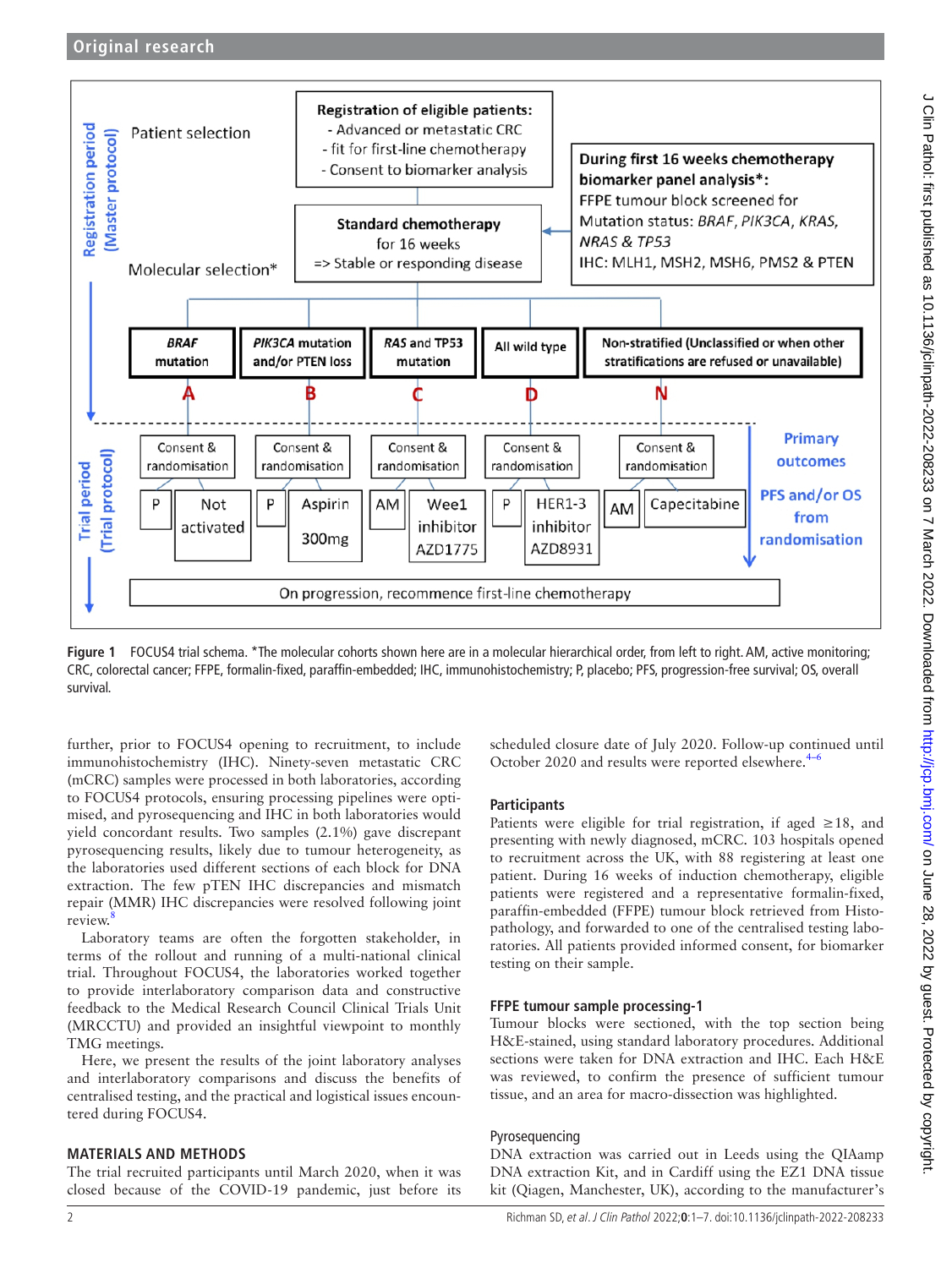FOCUS4 trial schema. Figure content:

**Registration period (Master protocol)**

Patient selection

**Registration of eligible patients:**
- Advanced or metastatic CRC
- fit for first-line chemotherapy
- Consent to biomarker analysis

**Standard chemotherapy** for 16 weeks => Stable or responding disease

**During first 16 weeks chemotherapy biomarker panel analysis*:**
FFPE tumour block screened for
Mutation status: *BRAF, PIK3CA, KRAS, NRAS & TP53*
IHC: MLH1, MSH2, MSH6, PMS2 & PTEN

Molecular selection*

| A | B | C | D | N |
|---|---|---|---|---|
| *BRAF* mutation | *PIK3CA* mutation and/or PTEN loss | *RAS* and TP53 mutation | All wild type | Non-stratified (Unclassified or when other stratifications are refused or unavailable) |
| Consent & randomisation | Consent & randomisation | Consent & randomisation | Consent & randomisation | Consent & randomisation |
| P / Not activated | P / Aspirin 300mg | AM / Wee1 inhibitor AZD1775 | P / HER1-3 inhibitor AZD8931 | AM / Capecitabine |

**Trial period (Trial protocol)**

Primary outcomes: PFS and/or OS from randomisation

On progression, recommence first-line chemotherapy

**Figure 1** FOCUS4 trial schema. *The molecular cohorts shown here are in a molecular hierarchical order, from left to right. AM, active monitoring; CRC, colorectal cancer; FFPE, formalin-fixed, paraffin-embedded; IHC, immunohistochemistry; P, placebo; PFS, progression-free survival; OS, overall survival.

further, prior to FOCUS4 opening to recruitment, to include immunohistochemistry (IHC). Ninety-seven metastatic CRC (mCRC) samples were processed in both laboratories, according to FOCUS4 protocols, ensuring processing pipelines were optimised, and pyrosequencing and IHC in both laboratories would yield concordant results. Two samples (2.1%) gave discrepant pyrosequencing results, likely due to tumour heterogeneity, as the laboratories used different sections of each block for DNA extraction. The few pTEN IHC discrepancies and mismatch repair (MMR) IHC discrepancies were resolved following joint review.[8]

Laboratory teams are often the forgotten stakeholder, in terms of the rollout and running of a multi-national clinical trial. Throughout FOCUS4, the laboratories worked together to provide interlaboratory comparison data and constructive feedback to the Medical Research Council Clinical Trials Unit (MRCCTU) and provided an insightful viewpoint to monthly TMG meetings.

Here, we present the results of the joint laboratory analyses and interlaboratory comparisons and discuss the benefits of centralised testing, and the practical and logistical issues encountered during FOCUS4.

## MATERIALS AND METHODS

The trial recruited participants until March 2020, when it was closed because of the COVID-19 pandemic, just before its scheduled closure date of July 2020. Follow-up continued until October 2020 and results were reported elsewhere.[4–6]

### Participants

Patients were eligible for trial registration, if aged ≥18, and presenting with newly diagnosed, mCRC. 103 hospitals opened to recruitment across the UK, with 88 registering at least one patient. During 16 weeks of induction chemotherapy, eligible patients were registered and a representative formalin-fixed, paraffin-embedded (FFPE) tumour block retrieved from Histopathology, and forwarded to one of the centralised testing laboratories. All patients provided informed consent, for biomarker testing on their sample.

### FFPE tumour sample processing-1

Tumour blocks were sectioned, with the top section being H&E-stained, using standard laboratory procedures. Additional sections were taken for DNA extraction and IHC. Each H&E was reviewed, to confirm the presence of sufficient tumour tissue, and an area for macro-dissection was highlighted.

#### Pyrosequencing

DNA extraction was carried out in Leeds using the QIAamp DNA extraction Kit, and in Cardiff using the EZ1 DNA tissue kit (Qiagen, Manchester, UK), according to the manufacturer's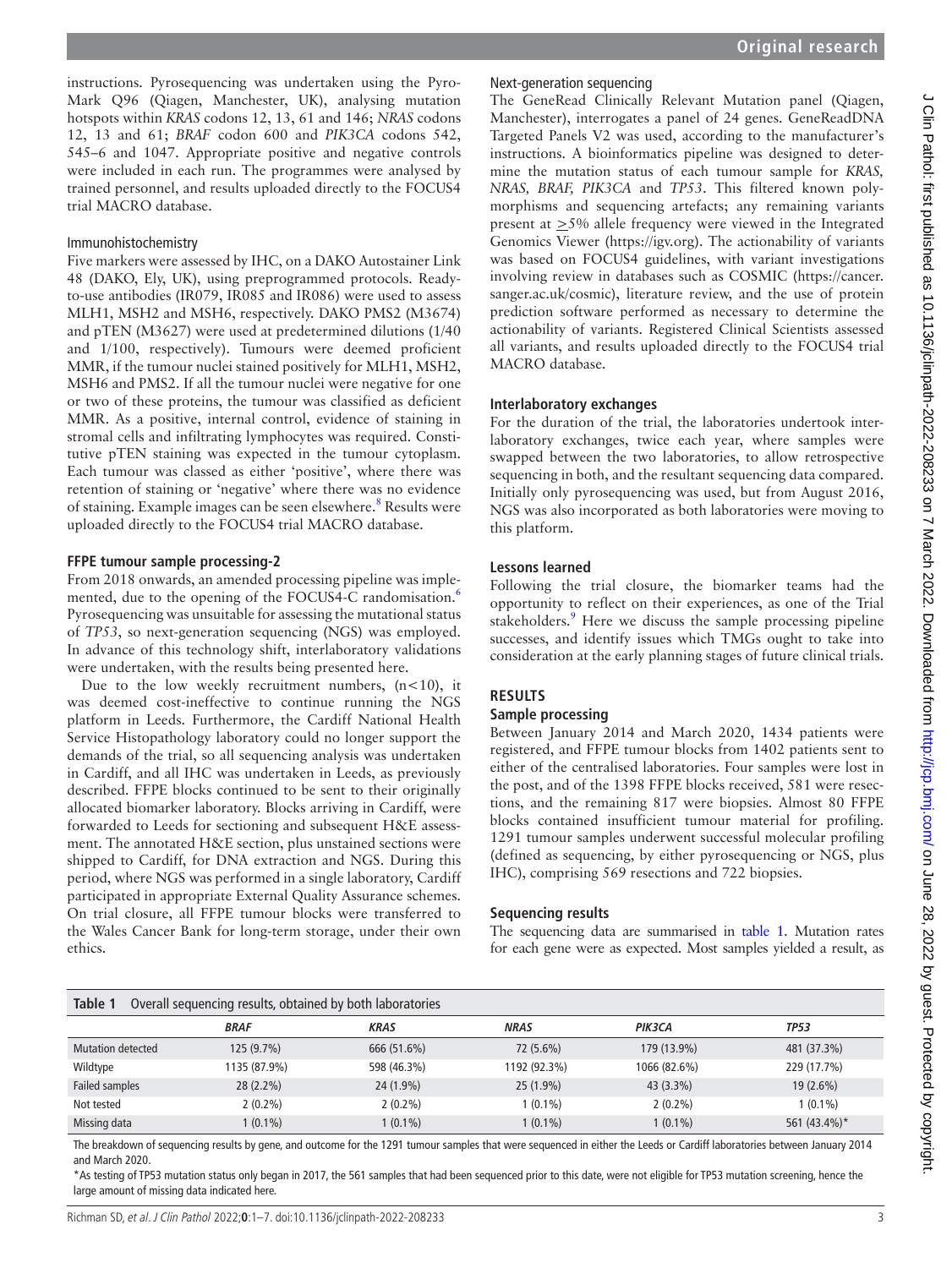instructions. Pyrosequencing was undertaken using the PyroMark Q96 (Qiagen, Manchester, UK), analysing mutation hotspots within *KRAS* codons 12, 13, 61 and 146; *NRAS* codons 12, 13 and 61; *BRAF* codon 600 and *PIK3CA* codons 542, 545–6 and 1047. Appropriate positive and negative controls were included in each run. The programmes were analysed by trained personnel, and results uploaded directly to the FOCUS4 trial MACRO database.

### Immunohistochemistry

Five markers were assessed by IHC, on a DAKO Autostainer Link 48 (DAKO, Ely, UK), using preprogrammed protocols. Ready-to-use antibodies (IR079, IR085 and IR086) were used to assess MLH1, MSH2 and MSH6, respectively. DAKO PMS2 (M3674) and pTEN (M3627) were used at predetermined dilutions (1/40 and 1/100, respectively). Tumours were deemed proficient MMR, if the tumour nuclei stained positively for MLH1, MSH2, MSH6 and PMS2. If all the tumour nuclei were negative for one or two of these proteins, the tumour was classified as deficient MMR. As a positive, internal control, evidence of staining in stromal cells and infiltrating lymphocytes was required. Constitutive pTEN staining was expected in the tumour cytoplasm. Each tumour was classed as either 'positive', where there was retention of staining or 'negative' where there was no evidence of staining. Example images can be seen elsewhere.[8] Results were uploaded directly to the FOCUS4 trial MACRO database.

## FFPE tumour sample processing-2

From 2018 onwards, an amended processing pipeline was implemented, due to the opening of the FOCUS4-C randomisation.[6] Pyrosequencing was unsuitable for assessing the mutational status of *TP53*, so next-generation sequencing (NGS) was employed. In advance of this technology shift, interlaboratory validations were undertaken, with the results being presented here.

Due to the low weekly recruitment numbers, (n<10), it was deemed cost-ineffective to continue running the NGS platform in Leeds. Furthermore, the Cardiff National Health Service Histopathology laboratory could no longer support the demands of the trial, so all sequencing analysis was undertaken in Cardiff, and all IHC was undertaken in Leeds, as previously described. FFPE blocks continued to be sent to their originally allocated biomarker laboratory. Blocks arriving in Cardiff, were forwarded to Leeds for sectioning and subsequent H&E assessment. The annotated H&E section, plus unstained sections were shipped to Cardiff, for DNA extraction and NGS. During this period, where NGS was performed in a single laboratory, Cardiff participated in appropriate External Quality Assurance schemes. On trial closure, all FFPE tumour blocks were transferred to the Wales Cancer Bank for long-term storage, under their own ethics.

### Next-generation sequencing

The GeneRead Clinically Relevant Mutation panel (Qiagen, Manchester), interrogates a panel of 24 genes. GeneReadDNA Targeted Panels V2 was used, according to the manufacturer's instructions. A bioinformatics pipeline was designed to determine the mutation status of each tumour sample for *KRAS, NRAS, BRAF, PIK3CA* and *TP53*. This filtered known polymorphisms and sequencing artefacts; any remaining variants present at ≥5% allele frequency were viewed in the Integrated Genomics Viewer (https://igv.org). The actionability of variants was based on FOCUS4 guidelines, with variant investigations involving review in databases such as COSMIC (https://cancer.sanger.ac.uk/cosmic), literature review, and the use of protein prediction software performed as necessary to determine the actionability of variants. Registered Clinical Scientists assessed all variants, and results uploaded directly to the FOCUS4 trial MACRO database.

## Interlaboratory exchanges

For the duration of the trial, the laboratories undertook interlaboratory exchanges, twice each year, where samples were swapped between the two laboratories, to allow retrospective sequencing in both, and the resultant sequencing data compared. Initially only pyrosequencing was used, but from August 2016, NGS was also incorporated as both laboratories were moving to this platform.

## Lessons learned

Following the trial closure, the biomarker teams had the opportunity to reflect on their experiences, as one of the Trial stakeholders.[9] Here we discuss the sample processing pipeline successes, and identify issues which TMGs ought to take into consideration at the early planning stages of future clinical trials.

# RESULTS

## Sample processing

Between January 2014 and March 2020, 1434 patients were registered, and FFPE tumour blocks from 1402 patients sent to either of the centralised laboratories. Four samples were lost in the post, and of the 1398 FFPE blocks received, 581 were resections, and the remaining 817 were biopsies. Almost 80 FFPE blocks contained insufficient tumour material for profiling. 1291 tumour samples underwent successful molecular profiling (defined as sequencing, by either pyrosequencing or NGS, plus IHC), comprising 569 resections and 722 biopsies.

## Sequencing results

The sequencing data are summarised in table 1. Mutation rates for each gene were as expected. Most samples yielded a result, as

**Table 1** Overall sequencing results, obtained by both laboratories

| | *BRAF* | *KRAS* | *NRAS* | *PIK3CA* | *TP53* |
|---|---|---|---|---|---|
| Mutation detected | 125 (9.7%) | 666 (51.6%) | 72 (5.6%) | 179 (13.9%) | 481 (37.3%) |
| Wildtype | 1135 (87.9%) | 598 (46.3%) | 1192 (92.3%) | 1066 (82.6%) | 229 (17.7%) |
| Failed samples | 28 (2.2%) | 24 (1.9%) | 25 (1.9%) | 43 (3.3%) | 19 (2.6%) |
| Not tested | 2 (0.2%) | 2 (0.2%) | 1 (0.1%) | 2 (0.2%) | 1 (0.1%) |
| Missing data | 1 (0.1%) | 1 (0.1%) | 1 (0.1%) | 1 (0.1%) | 561 (43.4%)* |

The breakdown of sequencing results by gene, and outcome for the 1291 tumour samples that were sequenced in either the Leeds or Cardiff laboratories between January 2014 and March 2020.

*As testing of TP53 mutation status only began in 2017, the 561 samples that had been sequenced prior to this date, were not eligible for TP53 mutation screening, hence the large amount of missing data indicated here.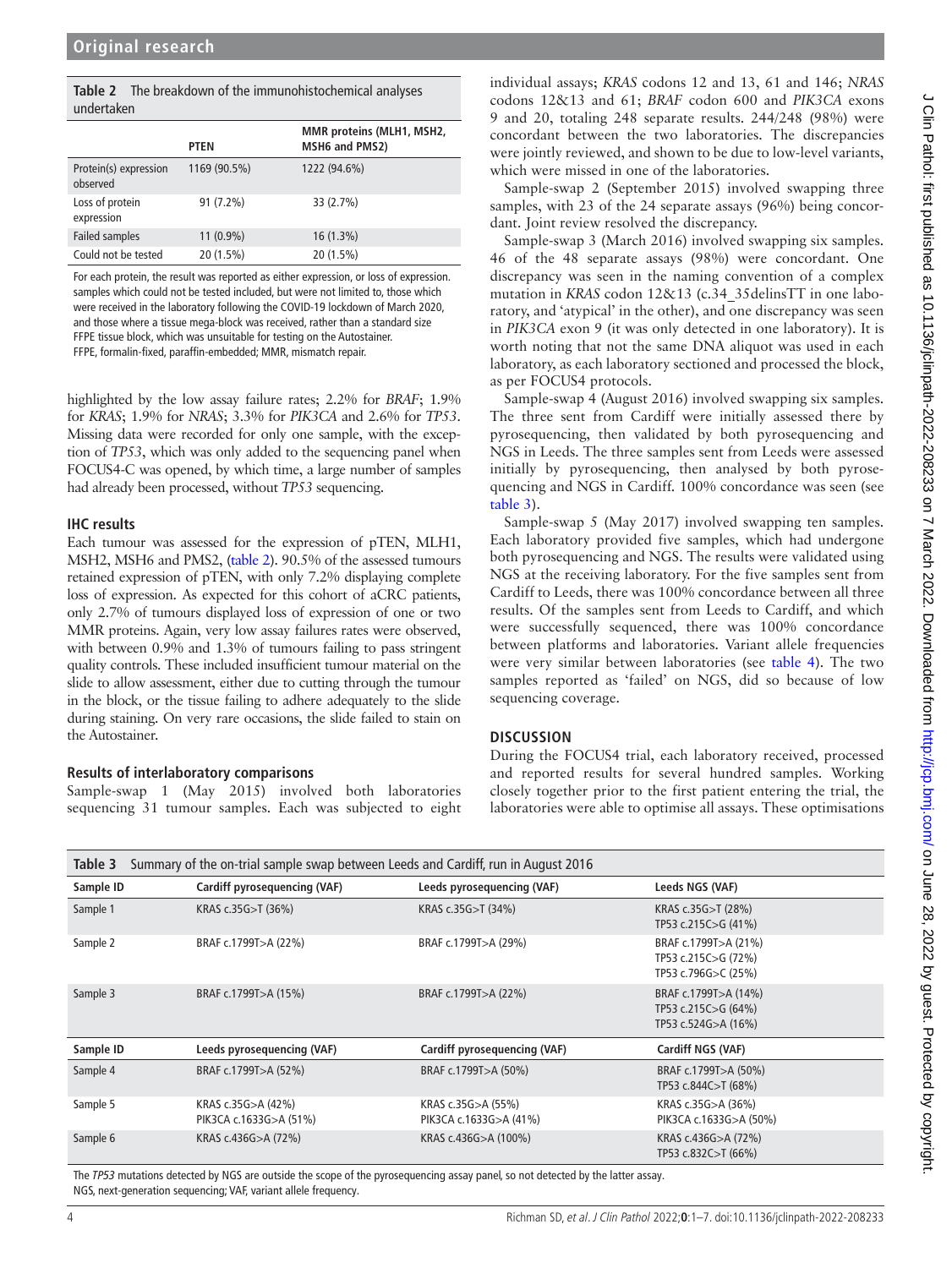**Table 2** The breakdown of the immunohistochemical analyses undertaken

| | PTEN | MMR proteins (MLH1, MSH2, MSH6 and PMS2) |
|---|---|---|
| Protein(s) expression observed | 1169 (90.5%) | 1222 (94.6%) |
| Loss of protein expression | 91 (7.2%) | 33 (2.7%) |
| Failed samples | 11 (0.9%) | 16 (1.3%) |
| Could not be tested | 20 (1.5%) | 20 (1.5%) |

For each protein, the result was reported as either expression, or loss of expression. samples which could not be tested included, but were not limited to, those which were received in the laboratory following the COVID-19 lockdown of March 2020, and those where a tissue mega-block was received, rather than a standard size FFPE tissue block, which was unsuitable for testing on the Autostainer.
FFPE, formalin-fixed, paraffin-embedded; MMR, mismatch repair.

highlighted by the low assay failure rates; 2.2% for *BRAF*; 1.9% for *KRAS*; 1.9% for *NRAS*; 3.3% for *PIK3CA* and 2.6% for *TP53*. Missing data were recorded for only one sample, with the exception of *TP53*, which was only added to the sequencing panel when FOCUS4-C was opened, by which time, a large number of samples had already been processed, without *TP53* sequencing.

### IHC results

Each tumour was assessed for the expression of pTEN, MLH1, MSH2, MSH6 and PMS2, (table 2). 90.5% of the assessed tumours retained expression of pTEN, with only 7.2% displaying complete loss of expression. As expected for this cohort of aCRC patients, only 2.7% of tumours displayed loss of expression of one or two MMR proteins. Again, very low assay failures rates were observed, with between 0.9% and 1.3% of tumours failing to pass stringent quality controls. These included insufficient tumour material on the slide to allow assessment, either due to cutting through the tumour in the block, or the tissue failing to adhere adequately to the slide during staining. On very rare occasions, the slide failed to stain on the Autostainer.

### Results of interlaboratory comparisons

Sample-swap 1 (May 2015) involved both laboratories sequencing 31 tumour samples. Each was subjected to eight individual assays; *KRAS* codons 12 and 13, 61 and 146; *NRAS* codons 12&13 and 61; *BRAF* codon 600 and *PIK3CA* exons 9 and 20, totaling 248 separate results. 244/248 (98%) were concordant between the two laboratories. The discrepancies were jointly reviewed, and shown to be due to low-level variants, which were missed in one of the laboratories.

Sample-swap 2 (September 2015) involved swapping three samples, with 23 of the 24 separate assays (96%) being concordant. Joint review resolved the discrepancy.

Sample-swap 3 (March 2016) involved swapping six samples. 46 of the 48 separate assays (98%) were concordant. One discrepancy was seen in the naming convention of a complex mutation in *KRAS* codon 12&13 (c.34_35delinsTT in one laboratory, and 'atypical' in the other), and one discrepancy was seen in *PIK3CA* exon 9 (it was only detected in one laboratory). It is worth noting that not the same DNA aliquot was used in each laboratory, as each laboratory sectioned and processed the block, as per FOCUS4 protocols.

Sample-swap 4 (August 2016) involved swapping six samples. The three sent from Cardiff were initially assessed there by pyrosequencing, then validated by both pyrosequencing and NGS in Leeds. The three samples sent from Leeds were assessed initially by pyrosequencing, then analysed by both pyrosequencing and NGS in Cardiff. 100% concordance was seen (see table 3).

Sample-swap 5 (May 2017) involved swapping ten samples. Each laboratory provided five samples, which had undergone both pyrosequencing and NGS. The results were validated using NGS at the receiving laboratory. For the five samples sent from Cardiff to Leeds, there was 100% concordance between all three results. Of the samples sent from Leeds to Cardiff, and which were successfully sequenced, there was 100% concordance between platforms and laboratories. Variant allele frequencies were very similar between laboratories (see table 4). The two samples reported as 'failed' on NGS, did so because of low sequencing coverage.

## DISCUSSION

During the FOCUS4 trial, each laboratory received, processed and reported results for several hundred samples. Working closely together prior to the first patient entering the trial, the laboratories were able to optimise all assays. These optimisations

**Table 3** Summary of the on-trial sample swap between Leeds and Cardiff, run in August 2016

| Sample ID | Cardiff pyrosequencing (VAF) | Leeds pyrosequencing (VAF) | Leeds NGS (VAF) |
|---|---|---|---|
| Sample 1 | KRAS c.35G>T (36%) | KRAS c.35G>T (34%) | KRAS c.35G>T (28%)<br>TP53 c.215C>G (41%) |
| Sample 2 | BRAF c.1799T>A (22%) | BRAF c.1799T>A (29%) | BRAF c.1799T>A (21%)<br>TP53 c.215C>G (72%)<br>TP53 c.796G>C (25%) |
| Sample 3 | BRAF c.1799T>A (15%) | BRAF c.1799T>A (22%) | BRAF c.1799T>A (14%)<br>TP53 c.215C>G (64%)<br>TP53 c.524G>A (16%) |
| **Sample ID** | **Leeds pyrosequencing (VAF)** | **Cardiff pyrosequencing (VAF)** | **Cardiff NGS (VAF)** |
| Sample 4 | BRAF c.1799T>A (52%) | BRAF c.1799T>A (50%) | BRAF c.1799T>A (50%)<br>TP53 c.844C>T (68%) |
| Sample 5 | KRAS c.35G>A (42%)<br>PIK3CA c.1633G>A (51%) | KRAS c.35G>A (55%)<br>PIK3CA c.1633G>A (41%) | KRAS c.35G>A (36%)<br>PIK3CA c.1633G>A (50%) |
| Sample 6 | KRAS c.436G>A (72%) | KRAS c.436G>A (100%) | KRAS c.436G>A (72%)<br>TP53 c.832C>T (66%) |

The *TP53* mutations detected by NGS are outside the scope of the pyrosequencing assay panel, so not detected by the latter assay.
NGS, next-generation sequencing; VAF, variant allele frequency.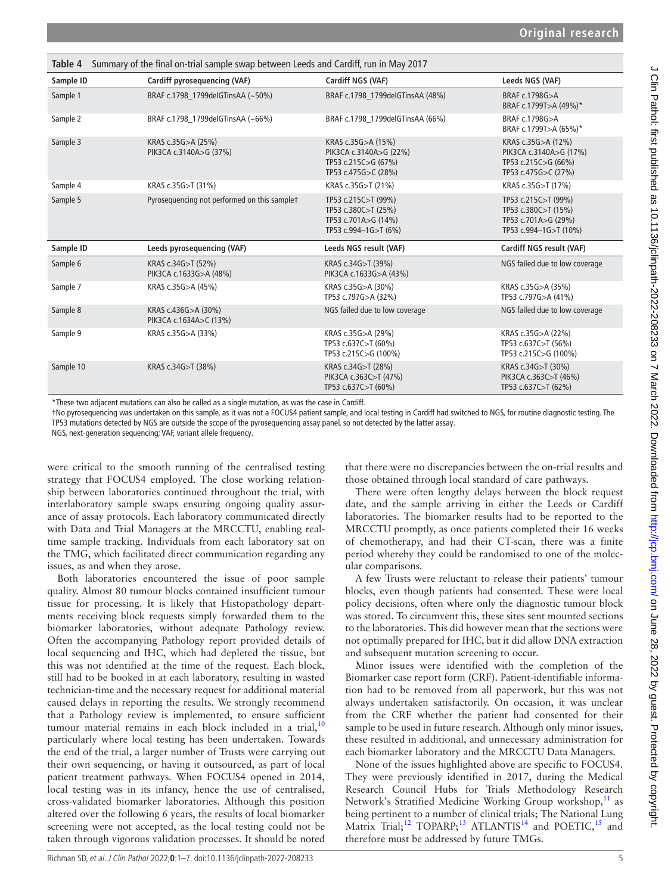**Table 4** Summary of the final on-trial sample swap between Leeds and Cardiff, run in May 2017

| Sample ID | Cardiff pyrosequencing (VAF) | Cardiff NGS (VAF) | Leeds NGS (VAF) |
|---|---|---|---|
| Sample 1 | BRAF c.1798_1799delGTinsAA (~50%) | BRAF c.1798_1799delGTinsAA (48%) | BRAF c.1798G>A<br>BRAF c.1799T>A (49%)* |
| Sample 2 | BRAF c.1798_1799delGTinsAA (~66%) | BRAF c.1798_1799delGTinsAA (66%) | BRAF c.1798G>A<br>BRAF c.1799T>A (65%)* |
| Sample 3 | KRAS c.35G>A (25%)<br>PIK3CA c.3140A>G (37%) | KRAS c.35G>A (15%)<br>PIK3CA c.3140A>G (22%)<br>TP53 c.215C>G (67%)<br>TP53 c.475G>C (28%) | KRAS c.35G>A (12%)<br>PIK3CA c.3140A>G (17%)<br>TP53 c.215C>G (66%)<br>TP53 c.475G>C (27%) |
| Sample 4 | KRAS c.35G>T (31%) | KRAS c.35G>T (21%) | KRAS c.35G>T (17%) |
| Sample 5 | Pyrosequencing not performed on this sample† | TP53 c.215C>T (99%)<br>TP53 c.380C>T (25%)<br>TP53 c.701A>G (14%)<br>TP53 c.994–1G>T (6%) | TP53 c.215C>T (99%)<br>TP53 c.380C>T (15%)<br>TP53 c.701A>G (29%)<br>TP53 c.994–1G>T (10%) |
| **Sample ID** | **Leeds pyrosequencing (VAF)** | **Leeds NGS result (VAF)** | **Cardiff NGS result (VAF)** |
| Sample 6 | KRAS c.34G>T (52%)<br>PIK3CA c.1633G>A (48%) | KRAS c.34G>T (39%)<br>PIK3CA c.1633G>A (43%) | NGS failed due to low coverage |
| Sample 7 | KRAS c.35G>A (45%) | KRAS c.35G>A (30%)<br>TP53 c.797G>A (32%) | KRAS c.35G>A (35%)<br>TP53 c.797G>A (41%) |
| Sample 8 | KRAS c.436G>A (30%)<br>PIK3CA c.1634A>C (13%) | NGS failed due to low coverage | NGS failed due to low coverage |
| Sample 9 | KRAS c.35G>A (33%) | KRAS c.35G>A (29%)<br>TP53 c.637C>T (60%)<br>TP53 c.215C>G (100%) | KRAS c.35G>A (22%)<br>TP53 c.637C>T (56%)<br>TP53 c.215C>G (100%) |
| Sample 10 | KRAS c.34G>T (38%) | KRAS c.34G>T (28%)<br>PIK3CA c.363C>T (47%)<br>TP53 c.637C>T (60%) | KRAS c.34G>T (30%)<br>PIK3CA c.363C>T (46%)<br>TP53 c.637C>T (62%) |

*These two adjacent mutations can also be called as a single mutation, as was the case in Cardiff.

†No pyrosequencing was undertaken on this sample, as it was not a FOCUS4 patient sample, and local testing in Cardiff had switched to NGS, for routine diagnostic testing. The TP53 mutations detected by NGS are outside the scope of the pyrosequencing assay panel, so not detected by the latter assay.

NGS, next-generation sequencing; VAF, variant allele frequency.

were critical to the smooth running of the centralised testing strategy that FOCUS4 employed. The close working relationship between laboratories continued throughout the trial, with interlaboratory sample swaps ensuring ongoing quality assurance of assay protocols. Each laboratory communicated directly with Data and Trial Managers at the MRCCTU, enabling real-time sample tracking. Individuals from each laboratory sat on the TMG, which facilitated direct communication regarding any issues, as and when they arose.

Both laboratories encountered the issue of poor sample quality. Almost 80 tumour blocks contained insufficient tumour tissue for processing. It is likely that Histopathology departments receiving block requests simply forwarded them to the biomarker laboratories, without adequate Pathology review. Often the accompanying Pathology report provided details of local sequencing and IHC, which had depleted the tissue, but this was not identified at the time of the request. Each block, still had to be booked in at each laboratory, resulting in wasted technician-time and the necessary request for additional material caused delays in reporting the results. We strongly recommend that a Pathology review is implemented, to ensure sufficient tumour material remains in each block included in a trial,[10] particularly where local testing has been undertaken. Towards the end of the trial, a larger number of Trusts were carrying out their own sequencing, or having it outsourced, as part of local patient treatment pathways. When FOCUS4 opened in 2014, local testing was in its infancy, hence the use of centralised, cross-validated biomarker laboratories. Although this position altered over the following 6 years, the results of local biomarker screening were not accepted, as the local testing could not be taken through vigorous validation processes. It should be noted that there were no discrepancies between the on-trial results and those obtained through local standard of care pathways.

There were often lengthy delays between the block request date, and the sample arriving in either the Leeds or Cardiff laboratories. The biomarker results had to be reported to the MRCCTU promptly, as once patients completed their 16 weeks of chemotherapy, and had their CT-scan, there was a finite period whereby they could be randomised to one of the molecular comparisons.

A few Trusts were reluctant to release their patients' tumour blocks, even though patients had consented. These were local policy decisions, often where only the diagnostic tumour block was stored. To circumvent this, these sites sent mounted sections to the laboratories. This did however mean that the sections were not optimally prepared for IHC, but it did allow DNA extraction and subsequent mutation screening to occur.

Minor issues were identified with the completion of the Biomarker case report form (CRF). Patient-identifiable information had to be removed from all paperwork, but this was not always undertaken satisfactorily. On occasion, it was unclear from the CRF whether the patient had consented for their sample to be used in future research. Although only minor issues, these resulted in additional, and unnecessary administration for each biomarker laboratory and the MRCCTU Data Managers.

None of the issues highlighted above are specific to FOCUS4. They were previously identified in 2017, during the Medical Research Council Hubs for Trials Methodology Research Network's Stratified Medicine Working Group workshop,[11] as being pertinent to a number of clinical trials; The National Lung Matrix Trial;[12] TOPARP;[13] ATLANTIS[14] and POETIC,[15] and therefore must be addressed by future TMGs.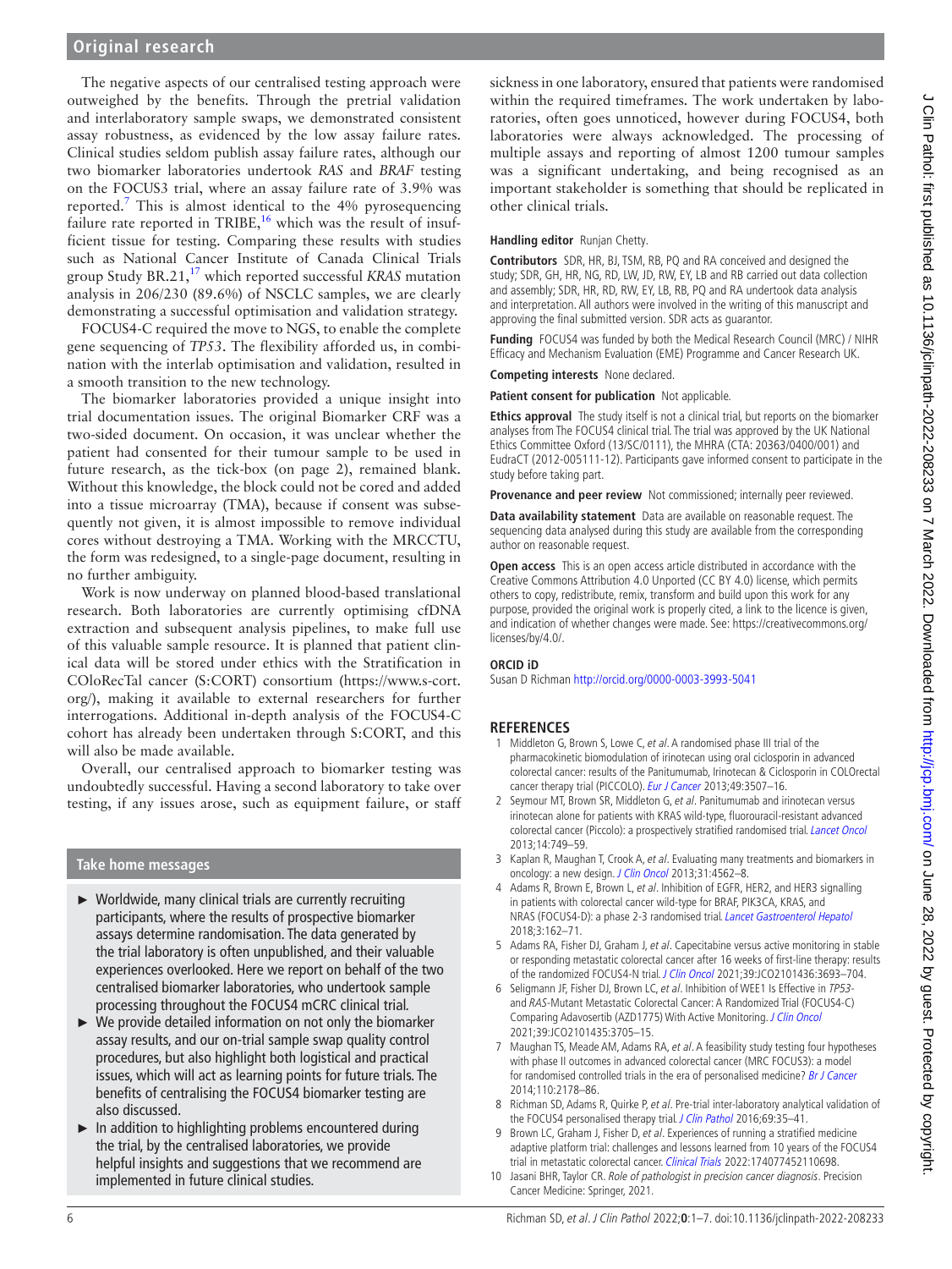The negative aspects of our centralised testing approach were outweighed by the benefits. Through the pretrial validation and interlaboratory sample swaps, we demonstrated consistent assay robustness, as evidenced by the low assay failure rates. Clinical studies seldom publish assay failure rates, although our two biomarker laboratories undertook *RAS* and *BRAF* testing on the FOCUS3 trial, where an assay failure rate of 3.9% was reported.[7] This is almost identical to the 4% pyrosequencing failure rate reported in TRIBE,[16] which was the result of insufficient tissue for testing. Comparing these results with studies such as National Cancer Institute of Canada Clinical Trials group Study BR.21,[17] which reported successful *KRAS* mutation analysis in 206/230 (89.6%) of NSCLC samples, we are clearly demonstrating a successful optimisation and validation strategy.

FOCUS4-C required the move to NGS, to enable the complete gene sequencing of *TP53*. The flexibility afforded us, in combination with the interlab optimisation and validation, resulted in a smooth transition to the new technology.

The biomarker laboratories provided a unique insight into trial documentation issues. The original Biomarker CRF was a two-sided document. On occasion, it was unclear whether the patient had consented for their tumour sample to be used in future research, as the tick-box (on page 2), remained blank. Without this knowledge, the block could not be cored and added into a tissue microarray (TMA), because if consent was subsequently not given, it is almost impossible to remove individual cores without destroying a TMA. Working with the MRCCTU, the form was redesigned, to a single-page document, resulting in no further ambiguity.

Work is now underway on planned blood-based translational research. Both laboratories are currently optimising cfDNA extraction and subsequent analysis pipelines, to make full use of this valuable sample resource. It is planned that patient clinical data will be stored under ethics with the Stratification in COloRecTal cancer (S:CORT) consortium (https://www.s-cort.org/), making it available to external researchers for further interrogations. Additional in-depth analysis of the FOCUS4-C cohort has already been undertaken through S:CORT, and this will also be made available.

Overall, our centralised approach to biomarker testing was undoubtedly successful. Having a second laboratory to take over testing, if any issues arose, such as equipment failure, or staff sickness in one laboratory, ensured that patients were randomised within the required timeframes. The work undertaken by laboratories, often goes unnoticed, however during FOCUS4, both laboratories were always acknowledged. The processing of multiple assays and reporting of almost 1200 tumour samples was a significant undertaking, and being recognised as an important stakeholder is something that should be replicated in other clinical trials.

## Take home messages

- Worldwide, many clinical trials are currently recruiting participants, where the results of prospective biomarker assays determine randomisation. The data generated by the trial laboratory is often unpublished, and their valuable experiences overlooked. Here we report on behalf of the two centralised biomarker laboratories, who undertook sample processing throughout the FOCUS4 mCRC clinical trial.
- We provide detailed information on not only the biomarker assay results, and our on-trial sample swap quality control procedures, but also highlight both logistical and practical issues, which will act as learning points for future trials. The benefits of centralising the FOCUS4 biomarker testing are also discussed.
- In addition to highlighting problems encountered during the trial, by the centralised laboratories, we provide helpful insights and suggestions that we recommend are implemented in future clinical studies.

**Handling editor** Runjan Chetty.

**Contributors** SDR, HR, BJ, TSM, RB, PQ and RA conceived and designed the study; SDR, GH, HR, NG, RD, LW, JD, RW, EY, LB and RB carried out data collection and assembly; SDR, HR, RD, RW, EY, LB, RB, PQ and RA undertook data analysis and interpretation. All authors were involved in the writing of this manuscript and approving the final submitted version. SDR acts as guarantor.

**Funding** FOCUS4 was funded by both the Medical Research Council (MRC) / NIHR Efficacy and Mechanism Evaluation (EME) Programme and Cancer Research UK.

**Competing interests** None declared.

**Patient consent for publication** Not applicable.

**Ethics approval** The study itself is not a clinical trial, but reports on the biomarker analyses from The FOCUS4 clinical trial. The trial was approved by the UK National Ethics Committee Oxford (13/SC/0111), the MHRA (CTA: 20363/0400/001) and EudraCT (2012-005111-12). Participants gave informed consent to participate in the study before taking part.

**Provenance and peer review** Not commissioned; internally peer reviewed.

**Data availability statement** Data are available on reasonable request. The sequencing data analysed during this study are available from the corresponding author on reasonable request.

**Open access** This is an open access article distributed in accordance with the Creative Commons Attribution 4.0 Unported (CC BY 4.0) license, which permits others to copy, redistribute, remix, transform and build upon this work for any purpose, provided the original work is properly cited, a link to the licence is given, and indication of whether changes were made. See: https://creativecommons.org/licenses/by/4.0/.

### ORCID iD

Susan D Richman http://orcid.org/0000-0003-3993-5041

## REFERENCES

1. Middleton G, Brown S, Lowe C, *et al*. A randomised phase III trial of the pharmacokinetic biomodulation of irinotecan using oral ciclosporin in advanced colorectal cancer: results of the Panitumumab, Irinotecan & Ciclosporin in COLOrectal cancer therapy trial (PICCOLO). *Eur J Cancer* 2013;49:3507–16.
2. Seymour MT, Brown SR, Middleton G, *et al*. Panitumumab and irinotecan versus irinotecan alone for patients with KRAS wild-type, fluorouracil-resistant advanced colorectal cancer (Piccolo): a prospectively stratified randomised trial. *Lancet Oncol* 2013;14:749–59.
3. Kaplan R, Maughan T, Crook A, *et al*. Evaluating many treatments and biomarkers in oncology: a new design. *J Clin Oncol* 2013;31:4562–8.
4. Adams R, Brown E, Brown L, *et al*. Inhibition of EGFR, HER2, and HER3 signalling in patients with colorectal cancer wild-type for BRAF, PIK3CA, KRAS, and NRAS (FOCUS4-D): a phase 2-3 randomised trial. *Lancet Gastroenterol Hepatol* 2018;3:162–71.
5. Adams RA, Fisher DJ, Graham J, *et al*. Capecitabine versus active monitoring in stable or responding metastatic colorectal cancer after 16 weeks of first-line therapy: results of the randomized FOCUS4-N trial. *J Clin Oncol* 2021;39:JCO2101436:3693–704.
6. Seligmann JF, Fisher DJ, Brown LC, *et al*. Inhibition of WEE1 Is Effective in *TP53*- and *RAS*-Mutant Metastatic Colorectal Cancer: A Randomized Trial (FOCUS4-C) Comparing Adavosertib (AZD1775) With Active Monitoring. *J Clin Oncol* 2021;39:JCO2101435:3705–15.
7. Maughan TS, Meade AM, Adams RA, *et al*. A feasibility study testing four hypotheses with phase II outcomes in advanced colorectal cancer (MRC FOCUS3): a model for randomised controlled trials in the era of personalised medicine? *Br J Cancer* 2014;110:2178–86.
8. Richman SD, Adams R, Quirke P, *et al*. Pre-trial inter-laboratory analytical validation of the FOCUS4 personalised therapy trial. *J Clin Pathol* 2016;69:35–41.
9. Brown LC, Graham J, Fisher D, *et al*. Experiences of running a stratified medicine adaptive platform trial: challenges and lessons learned from 10 years of the FOCUS4 trial in metastatic colorectal cancer. *Clinical Trials* 2022:174077452110698.
10. Jasani BHR, Taylor CR. *Role of pathologist in precision cancer diagnosis*. Precision Cancer Medicine: Springer, 2021.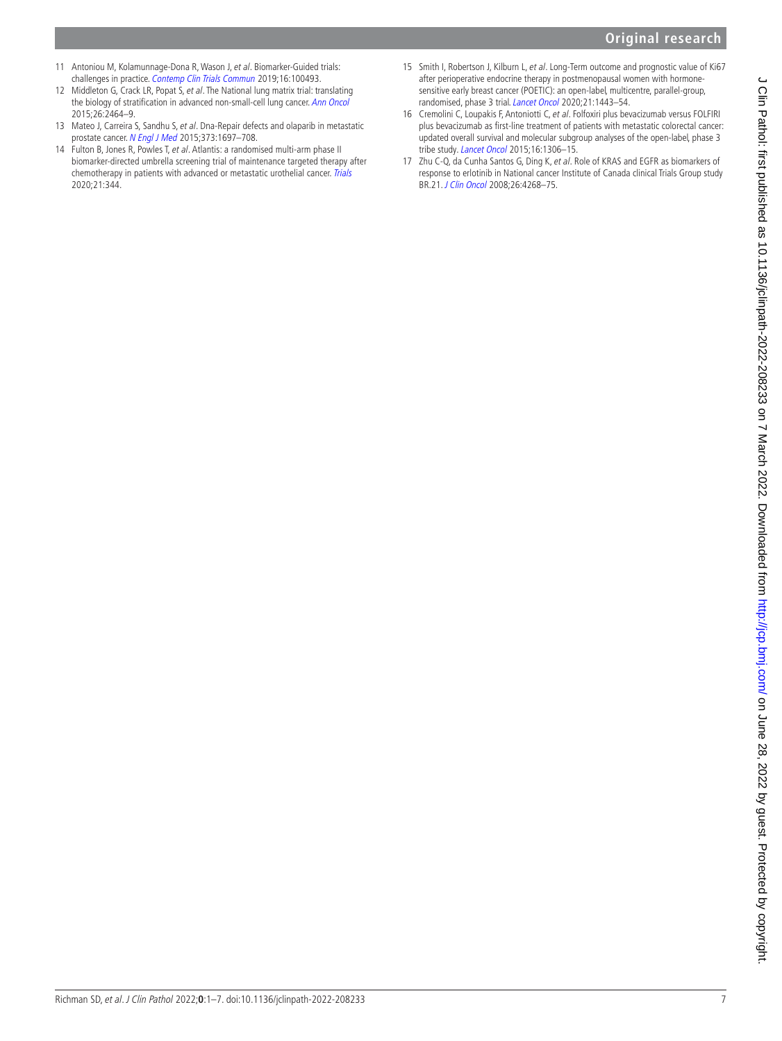11 Antoniou M, Kolamunnage-Dona R, Wason J, *et al*. Biomarker-Guided trials: challenges in practice. *Contemp Clin Trials Commun* 2019;16:100493.

12 Middleton G, Crack LR, Popat S, *et al*. The National lung matrix trial: translating the biology of stratification in advanced non-small-cell lung cancer. *Ann Oncol* 2015;26:2464–9.

13 Mateo J, Carreira S, Sandhu S, *et al*. Dna-Repair defects and olaparib in metastatic prostate cancer. *N Engl J Med* 2015;373:1697–708.

14 Fulton B, Jones R, Powles T, *et al*. Atlantis: a randomised multi-arm phase II biomarker-directed umbrella screening trial of maintenance targeted therapy after chemotherapy in patients with advanced or metastatic urothelial cancer. *Trials* 2020;21:344.

15 Smith I, Robertson J, Kilburn L, *et al*. Long-Term outcome and prognostic value of Ki67 after perioperative endocrine therapy in postmenopausal women with hormone-sensitive early breast cancer (POETIC): an open-label, multicentre, parallel-group, randomised, phase 3 trial. *Lancet Oncol* 2020;21:1443–54.

16 Cremolini C, Loupakis F, Antoniotti C, *et al*. Folfoxiri plus bevacizumab versus FOLFIRI plus bevacizumab as first-line treatment of patients with metastatic colorectal cancer: updated overall survival and molecular subgroup analyses of the open-label, phase 3 tribe study. *Lancet Oncol* 2015;16:1306–15.

17 Zhu C-Q, da Cunha Santos G, Ding K, *et al*. Role of KRAS and EGFR as biomarkers of response to erlotinib in National cancer Institute of Canada clinical Trials Group study BR.21. *J Clin Oncol* 2008;26:4268–75.